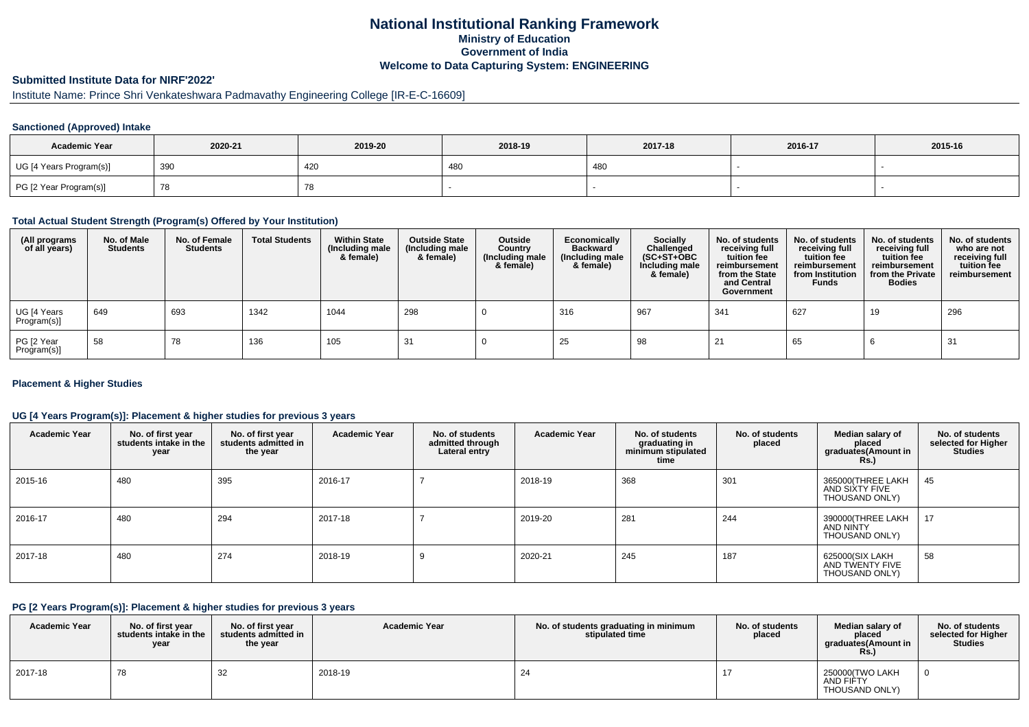# National Institutional Ranking Framework

## Ministry of Education

## Government of India

## Welcome to Data Capturing System: ENGINEERING

### Submitted Institute Data for NIRF'2022'

Institute Name: Prince Shri Venkateshwara Padmavathy Engineering College [IR-E-C-16609]

#### Sanctioned (Approved) Intake

| Academic Year | 2020-21 | 2019-20 | 2018-19 | 2017-18 | 2016-17 | 2015-16 |
|---|---|---|---|---|---|---|
| UG [4 Years Program(s)] | 390 | 420 | 480 | 480 | - | - |
| PG [2 Year Program(s)] | 78 | 78 | - | - | - | - |

#### Total Actual Student Strength (Program(s) Offered by Your Institution)

| (All programs of all years) | No. of Male Students | No. of Female Students | Total Students | Within State (Including male & female) | Outside State (Including male & female) | Outside Country (Including male & female) | Economically Backward (Including male & female) | Socially Challenged (SC+ST+OBC Including male & female) | No. of students receiving full tuition fee reimbursement from the State and Central Government | No. of students receiving full tuition fee reimbursement from Institution Funds | No. of students receiving full tuition fee reimbursement from the Private Bodies | No. of students who are not receiving full tuition fee reimbursement |
|---|---|---|---|---|---|---|---|---|---|---|---|---|
| UG [4 Years Program(s)] | 649 | 693 | 1342 | 1044 | 298 | 0 | 316 | 967 | 341 | 627 | 19 | 296 |
| PG [2 Year Program(s)] | 58 | 78 | 136 | 105 | 31 | 0 | 25 | 98 | 21 | 65 | 6 | 31 |

#### Placement & Higher Studies

#### UG [4 Years Program(s)]: Placement & higher studies for previous 3 years

| Academic Year | No. of first year students intake in the year | No. of first year students admitted in the year | Academic Year | No. of students admitted through Lateral entry | Academic Year | No. of students graduating in minimum stipulated time | No. of students placed | Median salary of placed graduates(Amount in Rs.) | No. of students selected for Higher Studies |
|---|---|---|---|---|---|---|---|---|---|
| 2015-16 | 480 | 395 | 2016-17 | 7 | 2018-19 | 368 | 301 | 365000(THREE LAKH AND SIXTY FIVE THOUSAND ONLY) | 45 |
| 2016-17 | 480 | 294 | 2017-18 | 7 | 2019-20 | 281 | 244 | 390000(THREE LAKH AND NINTY THOUSAND ONLY) | 17 |
| 2017-18 | 480 | 274 | 2018-19 | 9 | 2020-21 | 245 | 187 | 625000(SIX LAKH AND TWENTY FIVE THOUSAND ONLY) | 58 |

#### PG [2 Years Program(s)]: Placement & higher studies for previous 3 years

| Academic Year | No. of first year students intake in the year | No. of first year students admitted in the year | Academic Year | No. of students graduating in minimum stipulated time | No. of students placed | Median salary of placed graduates(Amount in Rs.) | No. of students selected for Higher Studies |
|---|---|---|---|---|---|---|---|
| 2017-18 | 78 | 32 | 2018-19 | 24 | 17 | 250000(TWO LAKH AND FIFTY THOUSAND ONLY) | 0 |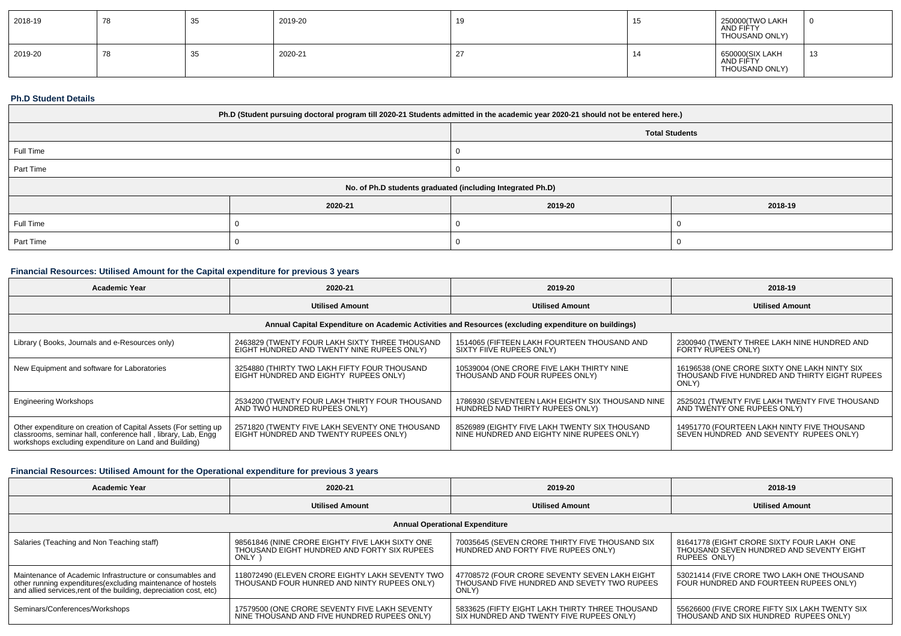| | | | | | | | |
|---|---|---|---|---|---|---|---|
| 2018-19 | 78 | 35 | 2019-20 | 19 | 15 | 250000(TWO LAKH AND FIFTY THOUSAND ONLY) | 0 |
| 2019-20 | 78 | 35 | 2020-21 | 27 | 14 | 650000(SIX LAKH AND FIFTY THOUSAND ONLY) | 13 |

### Ph.D Student Details

| Ph.D (Student pursuing doctoral program till 2020-21 Students admitted in the academic year 2020-21 should not be entered here.) | | | |
|---|---|---|---|
| | Total Students | | |
| Full Time | 0 | | |
| Part Time | 0 | | |
| No. of Ph.D students graduated (including Integrated Ph.D) | | | |
| | 2020-21 | 2019-20 | 2018-19 |
| Full Time | 0 | 0 | 0 |
| Part Time | 0 | 0 | 0 |

### Financial Resources: Utilised Amount for the Capital expenditure for previous 3 years

| Academic Year | 2020-21 | 2019-20 | 2018-19 |
|---|---|---|---|
| | Utilised Amount | Utilised Amount | Utilised Amount |
| Annual Capital Expenditure on Academic Activities and Resources (excluding expenditure on buildings) | | | |
| Library ( Books, Journals and e-Resources only) | 2463829 (TWENTY FOUR LAKH SIXTY THREE THOUSAND EIGHT HUNDRED AND TWENTY NINE RUPEES ONLY) | 1514065 (FIFTEEN LAKH FOURTEEN THOUSAND AND SIXTY FIIVE RUPEES ONLY) | 2300940 (TWENTY THREE LAKH NINE HUNDRED AND FORTY RUPEES ONLY) |
| New Equipment and software for Laboratories | 3254880 (THIRTY TWO LAKH FIFTY FOUR THOUSAND EIGHT HUNDRED AND EIGHTY RUPEES ONLY) | 10539004 (ONE CRORE FIVE LAKH THIRTY NINE THOUSAND AND FOUR RUPEES ONLY) | 16196538 (ONE CRORE SIXTY ONE LAKH NINTY SIX THOUSAND FIVE HUNDRED AND THIRTY EIGHT RUPEES ONLY) |
| Engineering Workshops | 2534200 (TWENTY FOUR LAKH THIRTY FOUR THOUSAND AND TWO HUNDRED RUPEES ONLY) | 1786930 (SEVENTEEN LAKH EIGHTY SIX THOUSAND NINE HUNDRED NAD THIRTY RUPEES ONLY) | 2525021 (TWENTY FIVE LAKH TWENTY FIVE THOUSAND AND TWENTY ONE RUPEES ONLY) |
| Other expenditure on creation of Capital Assets (For setting up classrooms, seminar hall, conference hall , library, Lab, Engg workshops excluding expenditure on Land and Building) | 2571820 (TWENTY FIVE LAKH SEVENTY ONE THOUSAND EIGHT HUNDRED AND TWENTY RUPEES ONLY) | 8526989 (EIGHTY FIVE LAKH TWENTY SIX THOUSAND NINE HUNDRED AND EIGHTY NINE RUPEES ONLY) | 14951770 (FOURTEEN LAKH NINTY FIVE THOUSAND SEVEN HUNDRED AND SEVENTY RUPEES ONLY) |

### Financial Resources: Utilised Amount for the Operational expenditure for previous 3 years

| Academic Year | 2020-21 | 2019-20 | 2018-19 |
|---|---|---|---|
| | Utilised Amount | Utilised Amount | Utilised Amount |
| Annual Operational Expenditure | | | |
| Salaries (Teaching and Non Teaching staff) | 98561846 (NINE CRORE EIGHTY FIVE LAKH SIXTY ONE THOUSAND EIGHT HUNDRED AND FORTY SIX RUPEES ONLY ) | 70035645 (SEVEN CRORE THIRTY FIVE THOUSAND SIX HUNDRED AND FORTY FIVE RUPEES ONLY) | 81641778 (EIGHT CRORE SIXTY FOUR LAKH ONE THOUSAND SEVEN HUNDRED AND SEVENTY EIGHT RUPEES ONLY) |
| Maintenance of Academic Infrastructure or consumables and other running expenditures(excluding maintenance of hostels and allied services,rent of the building, depreciation cost, etc) | 118072490 (ELEVEN CRORE EIGHTY LAKH SEVENTY TWO THOUSAND FOUR HUNRED AND NINTY RUPEES ONLY) | 47708572 (FOUR CRORE SEVENTY SEVEN LAKH EIGHT THOUSAND FIVE HUNDRED AND SEVETY TWO RUPEES ONLY) | 53021414 (FIVE CRORE TWO LAKH ONE THOUSAND FOUR HUNDRED AND FOURTEEN RUPEES ONLY) |
| Seminars/Conferences/Workshops | 17579500 (ONE CRORE SEVENTY FIVE LAKH SEVENTY NINE THOUSAND AND FIVE HUNDRED RUPEES ONLY) | 5833625 (FIFTY EIGHT LAKH THIRTY THREE THOUSAND SIX HUNDRED AND TWENTY FIVE RUPEES ONLY) | 55626600 (FIVE CRORE FIFTY SIX LAKH TWENTY SIX THOUSAND AND SIX HUNDRED RUPEES ONLY) |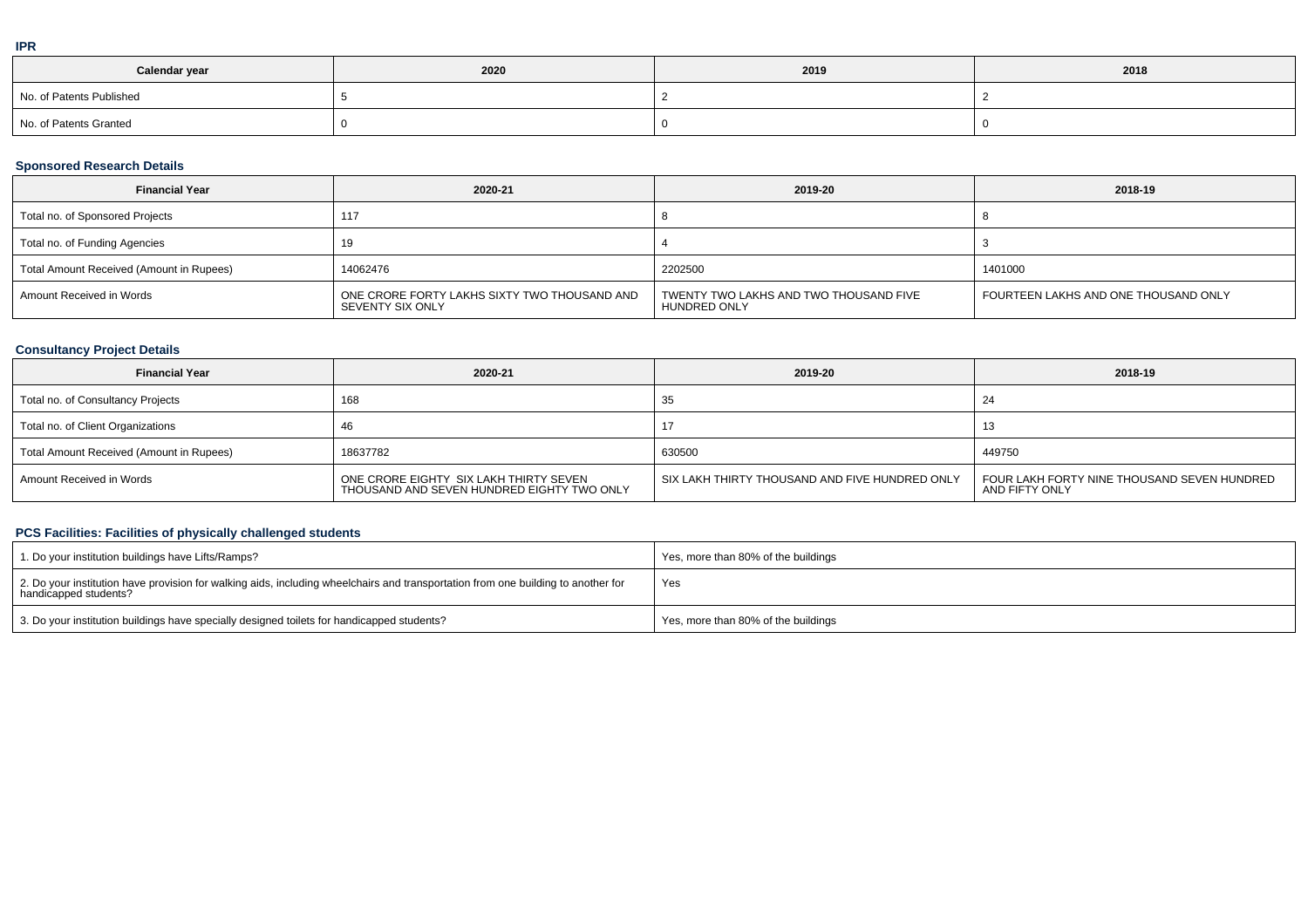**IPR**

| Calendar year | 2020 | 2019 | 2018 |
|---|---|---|---|
| No. of Patents Published | 5 | 2 | 2 |
| No. of Patents Granted | 0 | 0 | 0 |

**Sponsored Research Details**

| Financial Year | 2020-21 | 2019-20 | 2018-19 |
|---|---|---|---|
| Total no. of Sponsored Projects | 117 | 8 | 8 |
| Total no. of Funding Agencies | 19 | 4 | 3 |
| Total Amount Received (Amount in Rupees) | 14062476 | 2202500 | 1401000 |
| Amount Received in Words | ONE CRORE FORTY LAKHS SIXTY TWO THOUSAND AND SEVENTY SIX ONLY | TWENTY TWO LAKHS AND TWO THOUSAND FIVE HUNDRED ONLY | FOURTEEN LAKHS AND ONE THOUSAND ONLY |

**Consultancy Project Details**

| Financial Year | 2020-21 | 2019-20 | 2018-19 |
|---|---|---|---|
| Total no. of Consultancy Projects | 168 | 35 | 24 |
| Total no. of Client Organizations | 46 | 17 | 13 |
| Total Amount Received (Amount in Rupees) | 18637782 | 630500 | 449750 |
| Amount Received in Words | ONE CRORE EIGHTY SIX LAKH THIRTY SEVEN THOUSAND AND SEVEN HUNDRED EIGHTY TWO ONLY | SIX LAKH THIRTY THOUSAND AND FIVE HUNDRED ONLY | FOUR LAKH FORTY NINE THOUSAND SEVEN HUNDRED AND FIFTY ONLY |

**PCS Facilities: Facilities of physically challenged students**

| | |
|---|---|
| 1. Do your institution buildings have Lifts/Ramps? | Yes, more than 80% of the buildings |
| 2. Do your institution have provision for walking aids, including wheelchairs and transportation from one building to another for handicapped students? | Yes |
| 3. Do your institution buildings have specially designed toilets for handicapped students? | Yes, more than 80% of the buildings |